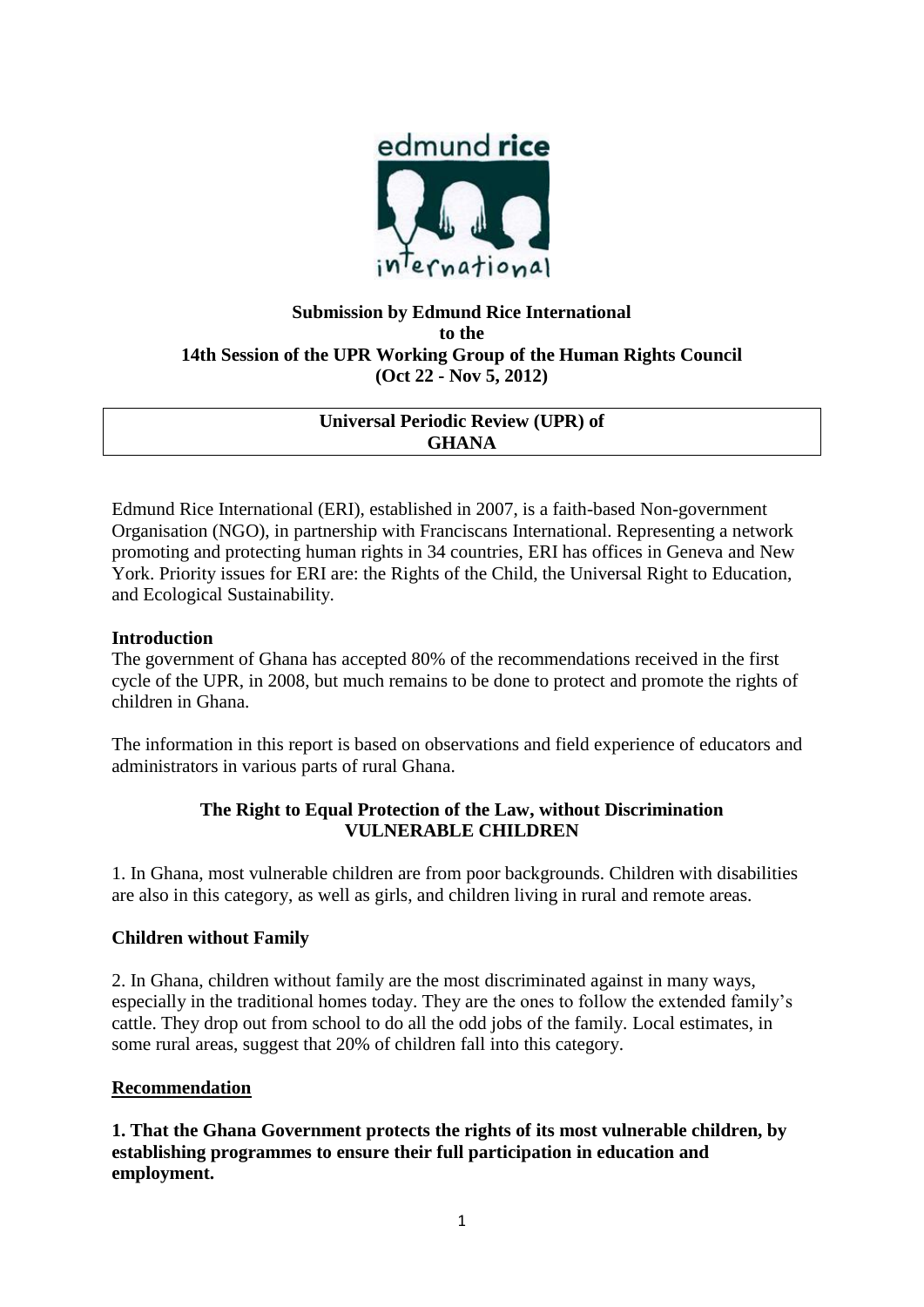**Submission by Edmund Rice International**
**to the**
**14th Session of the UPR Working Group of the Human Rights Council**
**(Oct 22 - Nov 5, 2012)**

**Universal Periodic Review (UPR) of**
**GHANA**

Edmund Rice International (ERI), established in 2007, is a faith-based Non-government Organisation (NGO), in partnership with Franciscans International. Representing a network promoting and protecting human rights in 34 countries, ERI has offices in Geneva and New York. Priority issues for ERI are: the Rights of the Child, the Universal Right to Education, and Ecological Sustainability.

## Introduction

The government of Ghana has accepted 80% of the recommendations received in the first cycle of the UPR, in 2008, but much remains to be done to protect and promote the rights of children in Ghana.

The information in this report is based on observations and field experience of educators and administrators in various parts of rural Ghana.

## The Right to Equal Protection of the Law, without Discrimination
## VULNERABLE CHILDREN

1. In Ghana, most vulnerable children are from poor backgrounds. Children with disabilities are also in this category, as well as girls, and children living in rural and remote areas.

### Children without Family

2. In Ghana, children without family are the most discriminated against in many ways, especially in the traditional homes today. They are the ones to follow the extended family's cattle. They drop out from school to do all the odd jobs of the family. Local estimates, in some rural areas, suggest that 20% of children fall into this category.

### Recommendation

**1. That the Ghana Government protects the rights of its most vulnerable children, by establishing programmes to ensure their full participation in education and employment.**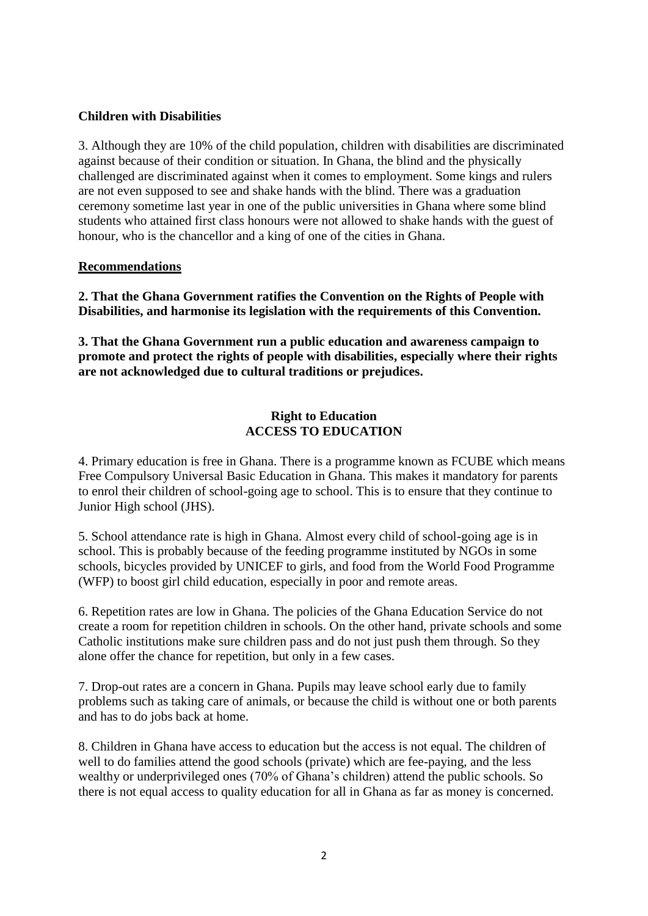**Children with Disabilities**

3. Although they are 10% of the child population, children with disabilities are discriminated against because of their condition or situation. In Ghana, the blind and the physically challenged are discriminated against when it comes to employment. Some kings and rulers are not even supposed to see and shake hands with the blind. There was a graduation ceremony sometime last year in one of the public universities in Ghana where some blind students who attained first class honours were not allowed to shake hands with the guest of honour, who is the chancellor and a king of one of the cities in Ghana.

**Recommendations**

**2. That the Ghana Government ratifies the Convention on the Rights of People with Disabilities, and harmonise its legislation with the requirements of this Convention.**

**3. That the Ghana Government run a public education and awareness campaign to promote and protect the rights of people with disabilities, especially where their rights are not acknowledged due to cultural traditions or prejudices.**

## Right to Education
## ACCESS TO EDUCATION

4. Primary education is free in Ghana. There is a programme known as FCUBE which means Free Compulsory Universal Basic Education in Ghana. This makes it mandatory for parents to enrol their children of school-going age to school. This is to ensure that they continue to Junior High school (JHS).

5. School attendance rate is high in Ghana. Almost every child of school-going age is in school. This is probably because of the feeding programme instituted by NGOs in some schools, bicycles provided by UNICEF to girls, and food from the World Food Programme (WFP) to boost girl child education, especially in poor and remote areas.

6. Repetition rates are low in Ghana. The policies of the Ghana Education Service do not create a room for repetition children in schools. On the other hand, private schools and some Catholic institutions make sure children pass and do not just push them through. So they alone offer the chance for repetition, but only in a few cases.

7. Drop-out rates are a concern in Ghana. Pupils may leave school early due to family problems such as taking care of animals, or because the child is without one or both parents and has to do jobs back at home.

8. Children in Ghana have access to education but the access is not equal. The children of well to do families attend the good schools (private) which are fee-paying, and the less wealthy or underprivileged ones (70% of Ghana's children) attend the public schools. So there is not equal access to quality education for all in Ghana as far as money is concerned.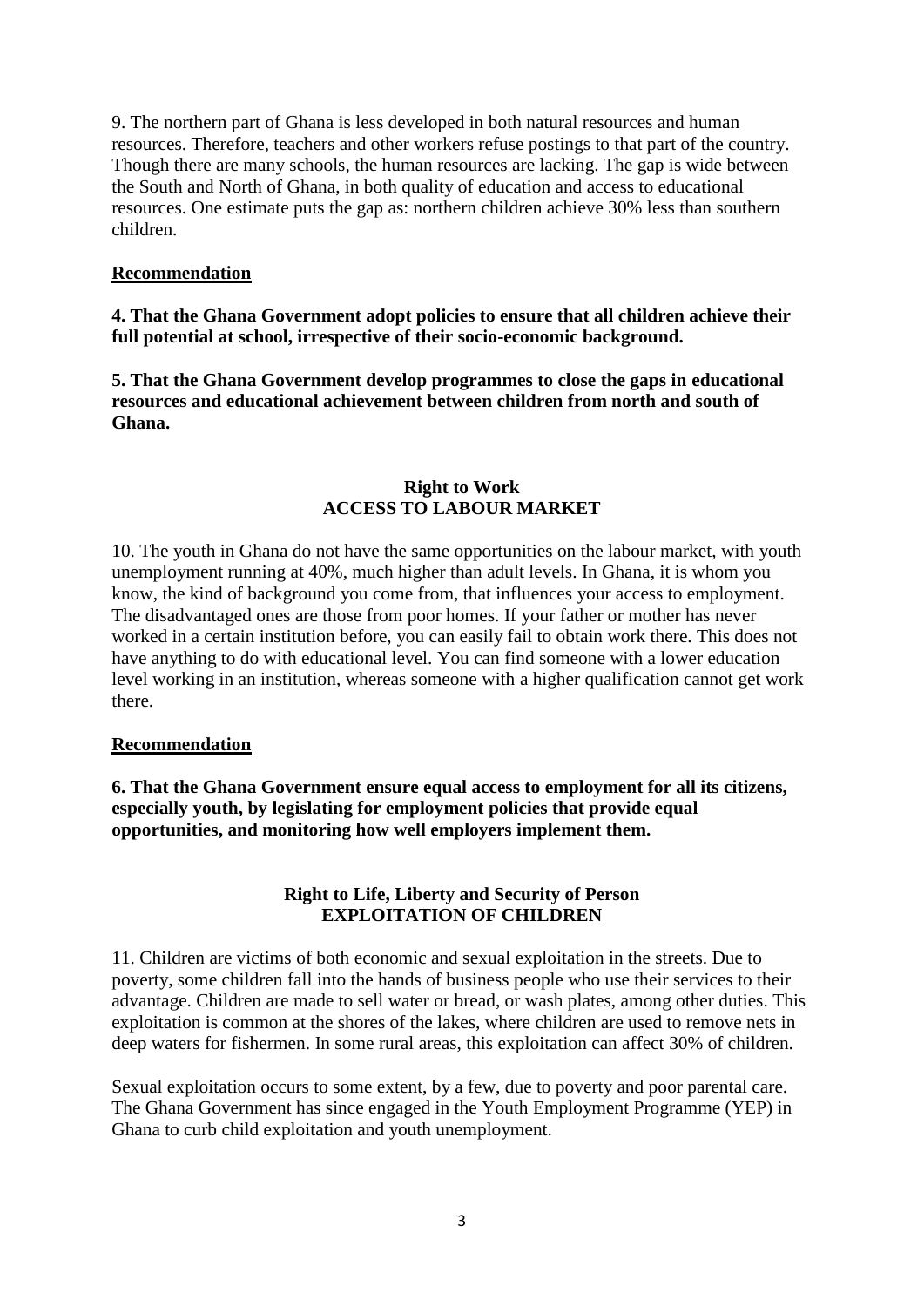9. The northern part of Ghana is less developed in both natural resources and human resources. Therefore, teachers and other workers refuse postings to that part of the country. Though there are many schools, the human resources are lacking. The gap is wide between the South and North of Ghana, in both quality of education and access to educational resources. One estimate puts the gap as: northern children achieve 30% less than southern children.

**Recommendation**

**4. That the Ghana Government adopt policies to ensure that all children achieve their full potential at school, irrespective of their socio-economic background.**

**5. That the Ghana Government develop programmes to close the gaps in educational resources and educational achievement between children from north and south of Ghana.**

### Right to Work
### ACCESS TO LABOUR MARKET

10. The youth in Ghana do not have the same opportunities on the labour market, with youth unemployment running at 40%, much higher than adult levels. In Ghana, it is whom you know, the kind of background you come from, that influences your access to employment. The disadvantaged ones are those from poor homes. If your father or mother has never worked in a certain institution before, you can easily fail to obtain work there. This does not have anything to do with educational level. You can find someone with a lower education level working in an institution, whereas someone with a higher qualification cannot get work there.

**Recommendation**

**6. That the Ghana Government ensure equal access to employment for all its citizens, especially youth, by legislating for employment policies that provide equal opportunities, and monitoring how well employers implement them.**

### Right to Life, Liberty and Security of Person
### EXPLOITATION OF CHILDREN

11. Children are victims of both economic and sexual exploitation in the streets. Due to poverty, some children fall into the hands of business people who use their services to their advantage. Children are made to sell water or bread, or wash plates, among other duties. This exploitation is common at the shores of the lakes, where children are used to remove nets in deep waters for fishermen. In some rural areas, this exploitation can affect 30% of children.

Sexual exploitation occurs to some extent, by a few, due to poverty and poor parental care. The Ghana Government has since engaged in the Youth Employment Programme (YEP) in Ghana to curb child exploitation and youth unemployment.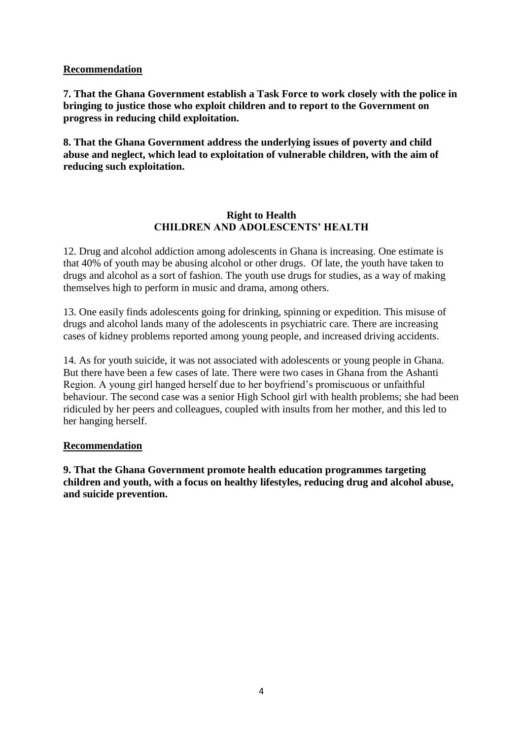**Recommendation**

**7. That the Ghana Government establish a Task Force to work closely with the police in bringing to justice those who exploit children and to report to the Government on progress in reducing child exploitation.**

**8. That the Ghana Government address the underlying issues of poverty and child abuse and neglect, which lead to exploitation of vulnerable children, with the aim of reducing such exploitation.**

## Right to Health
## CHILDREN AND ADOLESCENTS' HEALTH

12. Drug and alcohol addiction among adolescents in Ghana is increasing. One estimate is that 40% of youth may be abusing alcohol or other drugs. Of late, the youth have taken to drugs and alcohol as a sort of fashion. The youth use drugs for studies, as a way of making themselves high to perform in music and drama, among others.

13. One easily finds adolescents going for drinking, spinning or expedition. This misuse of drugs and alcohol lands many of the adolescents in psychiatric care. There are increasing cases of kidney problems reported among young people, and increased driving accidents.

14. As for youth suicide, it was not associated with adolescents or young people in Ghana. But there have been a few cases of late. There were two cases in Ghana from the Ashanti Region. A young girl hanged herself due to her boyfriend's promiscuous or unfaithful behaviour. The second case was a senior High School girl with health problems; she had been ridiculed by her peers and colleagues, coupled with insults from her mother, and this led to her hanging herself.

**Recommendation**

**9. That the Ghana Government promote health education programmes targeting children and youth, with a focus on healthy lifestyles, reducing drug and alcohol abuse, and suicide prevention.**